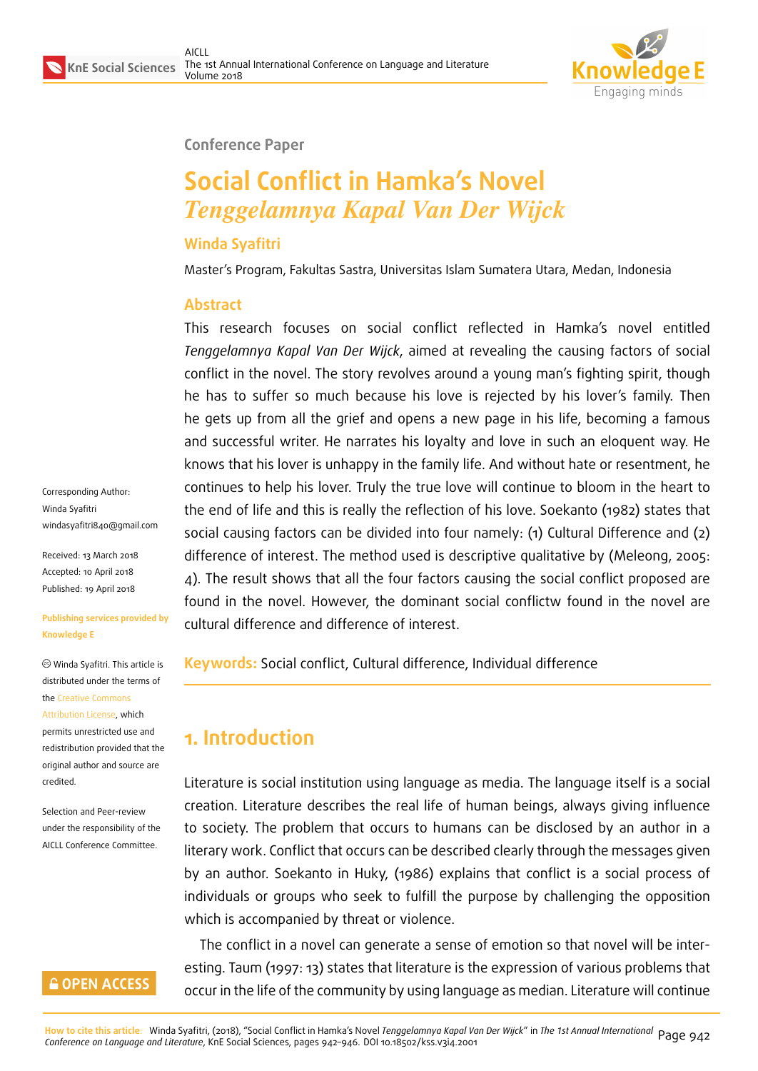Conference Paper

# Social Conflict in Hamka's Novel *Tenggelamnya Kapal Van Der Wijck*

**Winda Syafitri**

Master's Program, Fakultas Sastra, Universitas Islam Sumatera Utara, Medan, Indonesia

## Abstract

This research focuses on social conflict reflected in Hamka's novel entitled *Tenggelamnya Kapal Van Der Wijck*, aimed at revealing the causing factors of social conflict in the novel. The story revolves around a young man's fighting spirit, though he has to suffer so much because his love is rejected by his lover's family. Then he gets up from all the grief and opens a new page in his life, becoming a famous and successful writer. He narrates his loyalty and love in such an eloquent way. He knows that his lover is unhappy in the family life. And without hate or resentment, he continues to help his lover. Truly the true love will continue to bloom in the heart to the end of life and this is really the reflection of his love. Soekanto (1982) states that social causing factors can be divided into four namely: (1) Cultural Difference and (2) difference of interest. The method used is descriptive qualitative by (Meleong, 2005: 4). The result shows that all the four factors causing the social conflict proposed are found in the novel. However, the dominant social conflictw found in the novel are cultural difference and difference of interest.

**Keywords:** Social conflict, Cultural difference, Individual difference

Corresponding Author:
Winda Syafitri
windasyafitri840@gmail.com

Received: 13 March 2018
Accepted: 10 April 2018
Published: 19 April 2018

Publishing services provided by Knowledge E

© Winda Syafitri. This article is distributed under the terms of the Creative Commons Attribution License, which permits unrestricted use and redistribution provided that the original author and source are credited.

Selection and Peer-review under the responsibility of the AICLL Conference Committee.

## 1. Introduction

Literature is social institution using language as media. The language itself is a social creation. Literature describes the real life of human beings, always giving influence to society. The problem that occurs to humans can be disclosed by an author in a literary work. Conflict that occurs can be described clearly through the messages given by an author. Soekanto in Huky, (1986) explains that conflict is a social process of individuals or groups who seek to fulfill the purpose by challenging the opposition which is accompanied by threat or violence.

The conflict in a novel can generate a sense of emotion so that novel will be interesting. Taum (1997: 13) states that literature is the expression of various problems that occur in the life of the community by using language as median. Literature will continue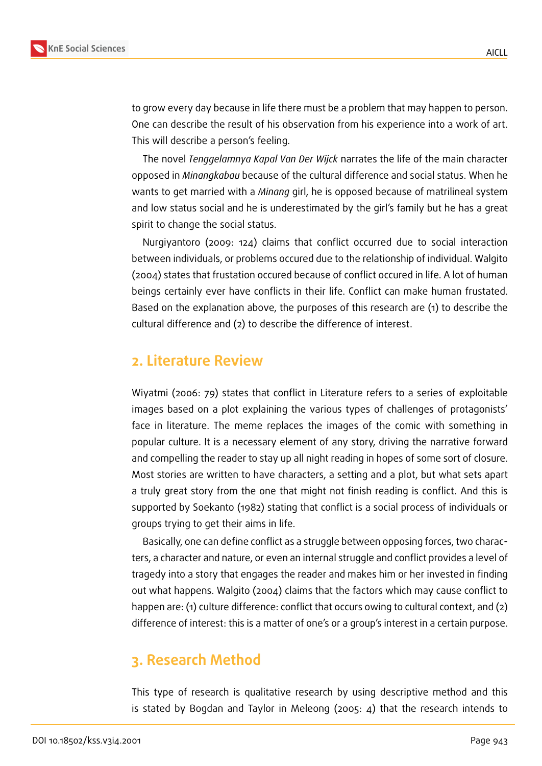to grow every day because in life there must be a problem that may happen to person. One can describe the result of his observation from his experience into a work of art. This will describe a person's feeling.

The novel *Tenggelamnya Kapal Van Der Wijck* narrates the life of the main character opposed in *Minangkabau* because of the cultural difference and social status. When he wants to get married with a *Minang* girl, he is opposed because of matrilineal system and low status social and he is underestimated by the girl's family but he has a great spirit to change the social status.

Nurgiyantoro (2009: 124) claims that conflict occurred due to social interaction between individuals, or problems occured due to the relationship of individual. Walgito (2004) states that frustation occured because of conflict occured in life. A lot of human beings certainly ever have conflicts in their life. Conflict can make human frustated. Based on the explanation above, the purposes of this research are (1) to describe the cultural difference and (2) to describe the difference of interest.

## 2. Literature Review

Wiyatmi (2006: 79) states that conflict in Literature refers to a series of exploitable images based on a plot explaining the various types of challenges of protagonists' face in literature. The meme replaces the images of the comic with something in popular culture. It is a necessary element of any story, driving the narrative forward and compelling the reader to stay up all night reading in hopes of some sort of closure. Most stories are written to have characters, a setting and a plot, but what sets apart a truly great story from the one that might not finish reading is conflict. And this is supported by Soekanto (1982) stating that conflict is a social process of individuals or groups trying to get their aims in life.

Basically, one can define conflict as a struggle between opposing forces, two characters, a character and nature, or even an internal struggle and conflict provides a level of tragedy into a story that engages the reader and makes him or her invested in finding out what happens. Walgito (2004) claims that the factors which may cause conflict to happen are: (1) culture difference: conflict that occurs owing to cultural context, and (2) difference of interest: this is a matter of one's or a group's interest in a certain purpose.

## 3. Research Method

This type of research is qualitative research by using descriptive method and this is stated by Bogdan and Taylor in Meleong (2005: 4) that the research intends to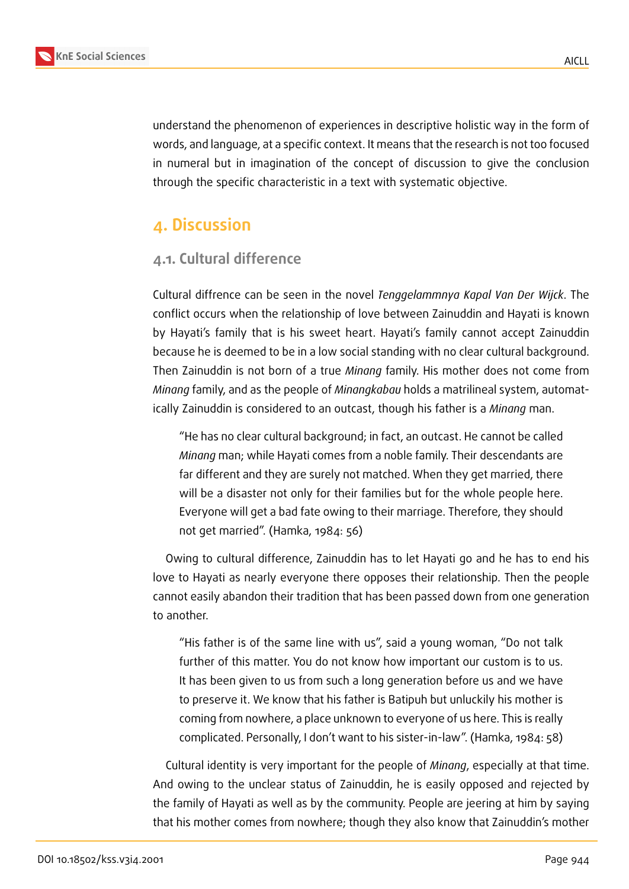understand the phenomenon of experiences in descriptive holistic way in the form of words, and language, at a specific context. It means that the research is not too focused in numeral but in imagination of the concept of discussion to give the conclusion through the specific characteristic in a text with systematic objective.

# 4. Discussion

## 4.1. Cultural difference

Cultural diffrence can be seen in the novel *Tenggelammnya Kapal Van Der Wijck*. The conflict occurs when the relationship of love between Zainuddin and Hayati is known by Hayati's family that is his sweet heart. Hayati's family cannot accept Zainuddin because he is deemed to be in a low social standing with no clear cultural background. Then Zainuddin is not born of a true *Minang* family. His mother does not come from *Minang* family, and as the people of *Minangkabau* holds a matrilineal system, automatically Zainuddin is considered to an outcast, though his father is a *Minang* man.

> "He has no clear cultural background; in fact, an outcast. He cannot be called *Minang* man; while Hayati comes from a noble family. Their descendants are far different and they are surely not matched. When they get married, there will be a disaster not only for their families but for the whole people here. Everyone will get a bad fate owing to their marriage. Therefore, they should not get married". (Hamka, 1984: 56)

Owing to cultural difference, Zainuddin has to let Hayati go and he has to end his love to Hayati as nearly everyone there opposes their relationship. Then the people cannot easily abandon their tradition that has been passed down from one generation to another.

> "His father is of the same line with us", said a young woman, "Do not talk further of this matter. You do not know how important our custom is to us. It has been given to us from such a long generation before us and we have to preserve it. We know that his father is Batipuh but unluckily his mother is coming from nowhere, a place unknown to everyone of us here. This is really complicated. Personally, I don't want to his sister-in-law". (Hamka, 1984: 58)

Cultural identity is very important for the people of *Minang*, especially at that time. And owing to the unclear status of Zainuddin, he is easily opposed and rejected by the family of Hayati as well as by the community. People are jeering at him by saying that his mother comes from nowhere; though they also know that Zainuddin's mother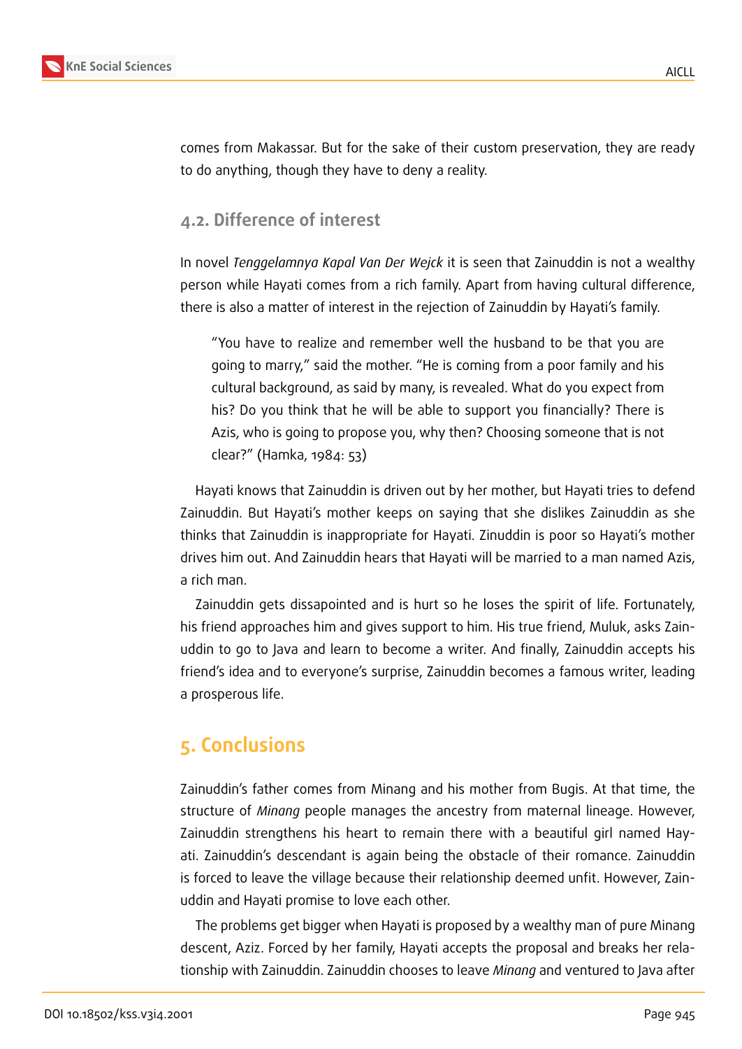comes from Makassar. But for the sake of their custom preservation, they are ready to do anything, though they have to deny a reality.

### 4.2. Difference of interest

In novel *Tenggelamnya Kapal Van Der Wejck* it is seen that Zainuddin is not a wealthy person while Hayati comes from a rich family. Apart from having cultural difference, there is also a matter of interest in the rejection of Zainuddin by Hayati's family.

> "You have to realize and remember well the husband to be that you are going to marry," said the mother. "He is coming from a poor family and his cultural background, as said by many, is revealed. What do you expect from his? Do you think that he will be able to support you financially? There is Azis, who is going to propose you, why then? Choosing someone that is not clear?" (Hamka, 1984: 53)

Hayati knows that Zainuddin is driven out by her mother, but Hayati tries to defend Zainuddin. But Hayati's mother keeps on saying that she dislikes Zainuddin as she thinks that Zainuddin is inappropriate for Hayati. Zinuddin is poor so Hayati's mother drives him out. And Zainuddin hears that Hayati will be married to a man named Azis, a rich man.

Zainuddin gets dissapointed and is hurt so he loses the spirit of life. Fortunately, his friend approaches him and gives support to him. His true friend, Muluk, asks Zainuddin to go to Java and learn to become a writer. And finally, Zainuddin accepts his friend's idea and to everyone's surprise, Zainuddin becomes a famous writer, leading a prosperous life.

## 5. Conclusions

Zainuddin's father comes from Minang and his mother from Bugis. At that time, the structure of *Minang* people manages the ancestry from maternal lineage. However, Zainuddin strengthens his heart to remain there with a beautiful girl named Hayati. Zainuddin's descendant is again being the obstacle of their romance. Zainuddin is forced to leave the village because their relationship deemed unfit. However, Zainuddin and Hayati promise to love each other.

The problems get bigger when Hayati is proposed by a wealthy man of pure Minang descent, Aziz. Forced by her family, Hayati accepts the proposal and breaks her relationship with Zainuddin. Zainuddin chooses to leave *Minang* and ventured to Java after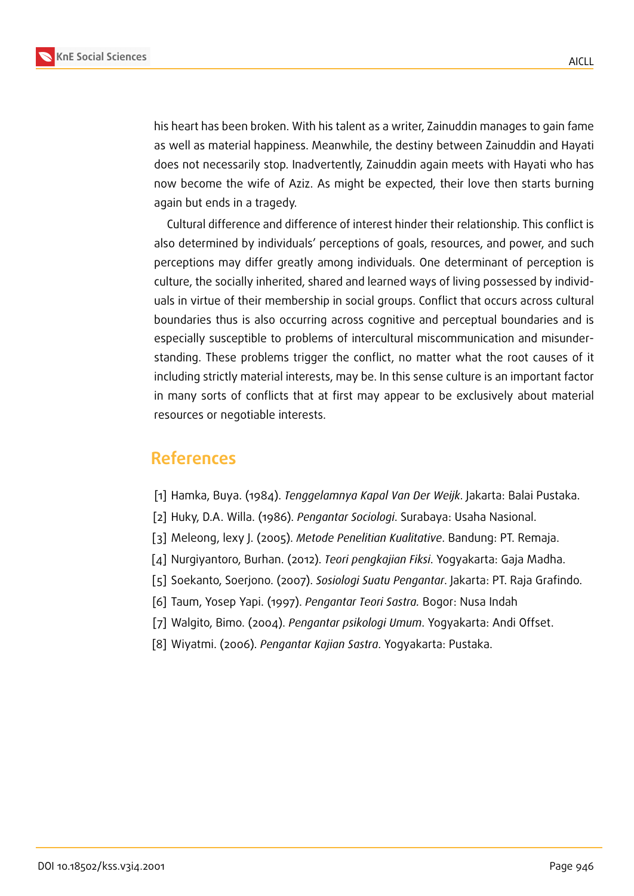his heart has been broken. With his talent as a writer, Zainuddin manages to gain fame as well as material happiness. Meanwhile, the destiny between Zainuddin and Hayati does not necessarily stop. Inadvertently, Zainuddin again meets with Hayati who has now become the wife of Aziz. As might be expected, their love then starts burning again but ends in a tragedy.

Cultural difference and difference of interest hinder their relationship. This conflict is also determined by individuals' perceptions of goals, resources, and power, and such perceptions may differ greatly among individuals. One determinant of perception is culture, the socially inherited, shared and learned ways of living possessed by individuals in virtue of their membership in social groups. Conflict that occurs across cultural boundaries thus is also occurring across cognitive and perceptual boundaries and is especially susceptible to problems of intercultural miscommunication and misunderstanding. These problems trigger the conflict, no matter what the root causes of it including strictly material interests, may be. In this sense culture is an important factor in many sorts of conflicts that at first may appear to be exclusively about material resources or negotiable interests.

## References

[1] Hamka, Buya. (1984). *Tenggelamnya Kapal Van Der Weijk*. Jakarta: Balai Pustaka.

[2] Huky, D.A. Willa. (1986). *Pengantar Sociologi*. Surabaya: Usaha Nasional.

[3] Meleong, lexy J. (2005). *Metode Penelitian Kualitative*. Bandung: PT. Remaja.

[4] Nurgiyantoro, Burhan. (2012). *Teori pengkajian Fiksi*. Yogyakarta: Gaja Madha.

[5] Soekanto, Soerjono. (2007). *Sosiologi Suatu Pengantar*. Jakarta: PT. Raja Grafindo.

[6] Taum, Yosep Yapi. (1997). *Pengantar Teori Sastra.* Bogor: Nusa Indah

[7] Walgito, Bimo. (2004). *Pengantar psikologi Umum*. Yogyakarta: Andi Offset.

[8] Wiyatmi. (2006). *Pengantar Kajian Sastra*. Yogyakarta: Pustaka.